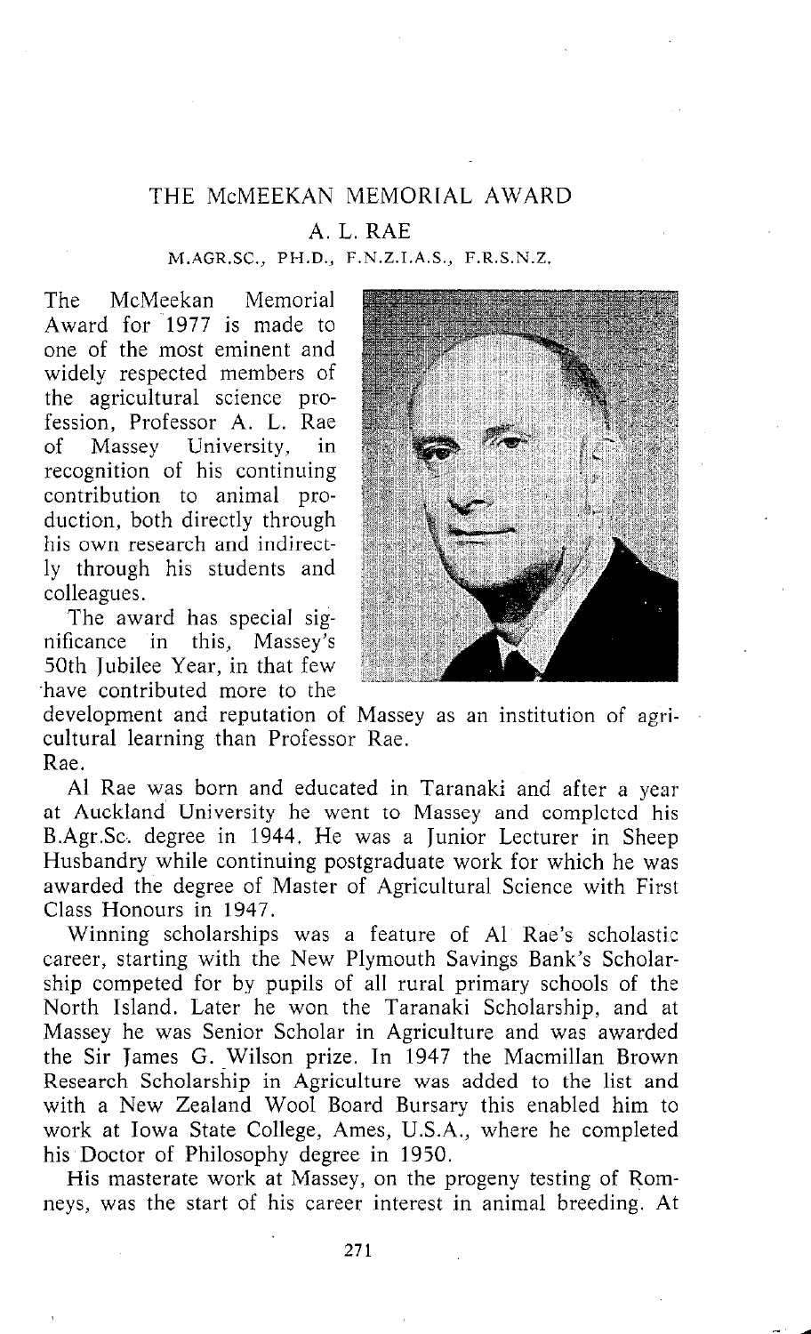# THE McMEEKAN MEMORIAL AWARD

## A. L. RAE

M.AGR.SC., PH.D., F.N.Z.I.A.S., F.R.S.N.Z.

The McMeekan Memorial Award for 1977 is made to one of the most eminent and widely respected members of the agricultural science profession, Professor A. L. Rae of Massey University, in recognition of his continuing contribution to animal production, both directly through his own research and indirectly through his students and colleagues.

The award has special significance in this, Massey's 50th Jubilee Year, in that few have contributed more to the development and reputation of Massey as an institution of agricultural learning than Professor Rae.

Rae.

Al Rae was born and educated in Taranaki and after a year at Auckland University he went to Massey and completed his B.Agr.Sc. degree in 1944. He was a Junior Lecturer in Sheep Husbandry while continuing postgraduate work for which he was awarded the degree of Master of Agricultural Science with First Class Honours in 1947.

Winning scholarships was a feature of Al Rae's scholastic career, starting with the New Plymouth Savings Bank's Scholarship competed for by pupils of all rural primary schools of the North Island. Later he won the Taranaki Scholarship, and at Massey he was Senior Scholar in Agriculture and was awarded the Sir James G. Wilson prize. In 1947 the Macmillan Brown Research Scholarship in Agriculture was added to the list and with a New Zealand Wool Board Bursary this enabled him to work at Iowa State College, Ames, U.S.A., where he completed his Doctor of Philosophy degree in 1950.

His masterate work at Massey, on the progeny testing of Romneys, was the start of his career interest in animal breeding. At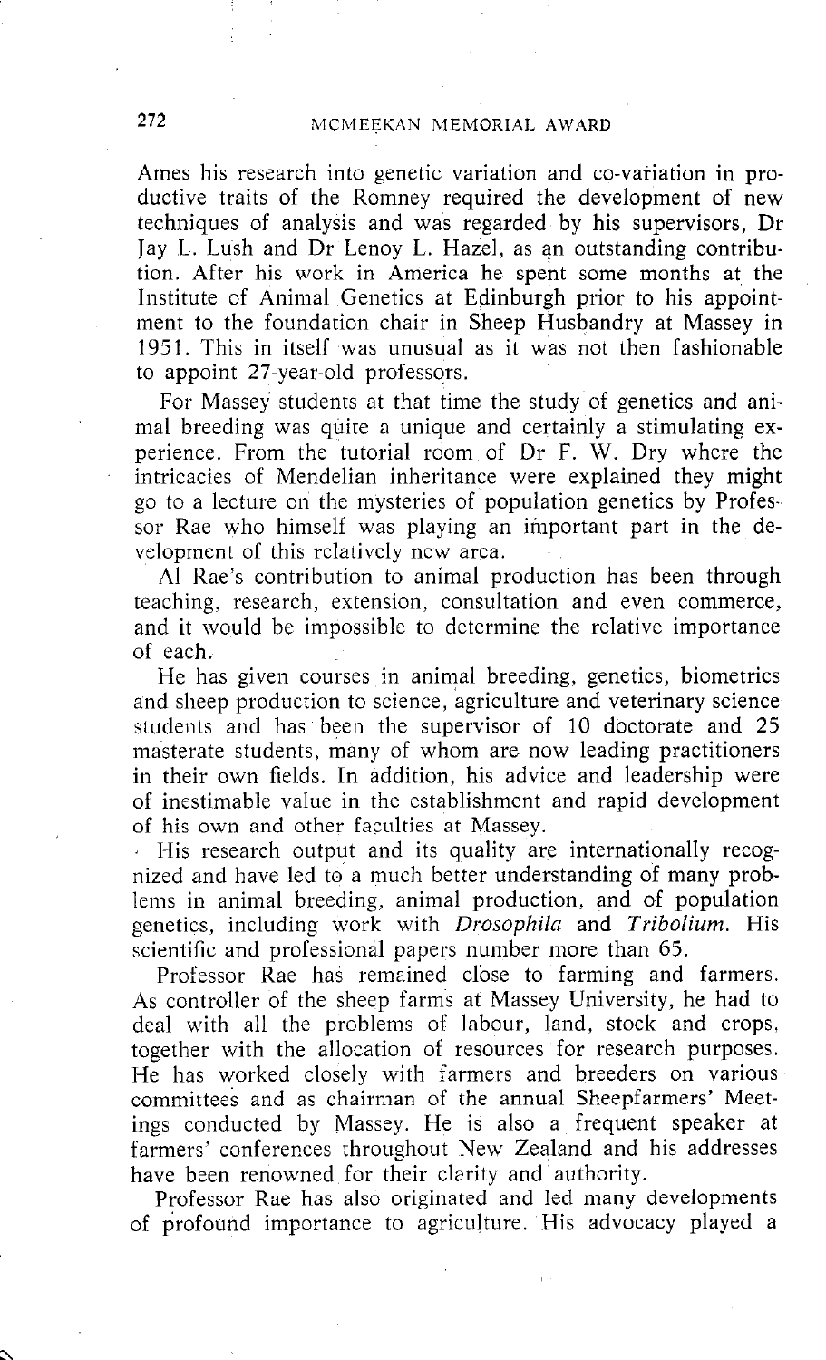Ames his research into genetic variation and co-variation in productive traits of the Romney required the development of new techniques of analysis and was regarded by his supervisors, Dr Jay L. Lush and Dr Lenoy L. Hazel, as an outstanding contribution. After his work in America he spent some months at the Institute of Animal Genetics at Edinburgh prior to his appointment to the foundation chair in Sheep Husbandry at Massey in 1951. This in itself was unusual as it was not then fashionable to appoint 27-year-old professors.

For Massey students at that time the study of genetics and animal breeding was quite a unique and certainly a stimulating experience. From the tutorial room of Dr F. W. Dry where the intricacies of Mendelian inheritance were explained they might go to a lecture on the mysteries of population genetics by Professor Rae who himself was playing an important part in the development of this relatively new area.

Al Rae's contribution to animal production has been through teaching, research, extension, consultation and even commerce, and it would be impossible to determine the relative importance of each.

He has given courses in animal breeding, genetics, biometrics and sheep production to science, agriculture and veterinary science students and has been the supervisor of 10 doctorate and 25 masterate students, many of whom are now leading practitioners in their own fields. In addition, his advice and leadership were of inestimable value in the establishment and rapid development of his own and other faculties at Massey.

His research output and its quality are internationally recognized and have led to a much better understanding of many problems in animal breeding, animal production, and of population genetics, including work with *Drosophila* and *Tribolium*. His scientific and professional papers number more than 65.

Professor Rae has remained close to farming and farmers. As controller of the sheep farms at Massey University, he had to deal with all the problems of labour, land, stock and crops, together with the allocation of resources for research purposes. He has worked closely with farmers and breeders on various committees and as chairman of the annual Sheepfarmers' Meetings conducted by Massey. He is also a frequent speaker at farmers' conferences throughout New Zealand and his addresses have been renowned for their clarity and authority.

Professor Rae has also originated and led many developments of profound importance to agriculture. His advocacy played a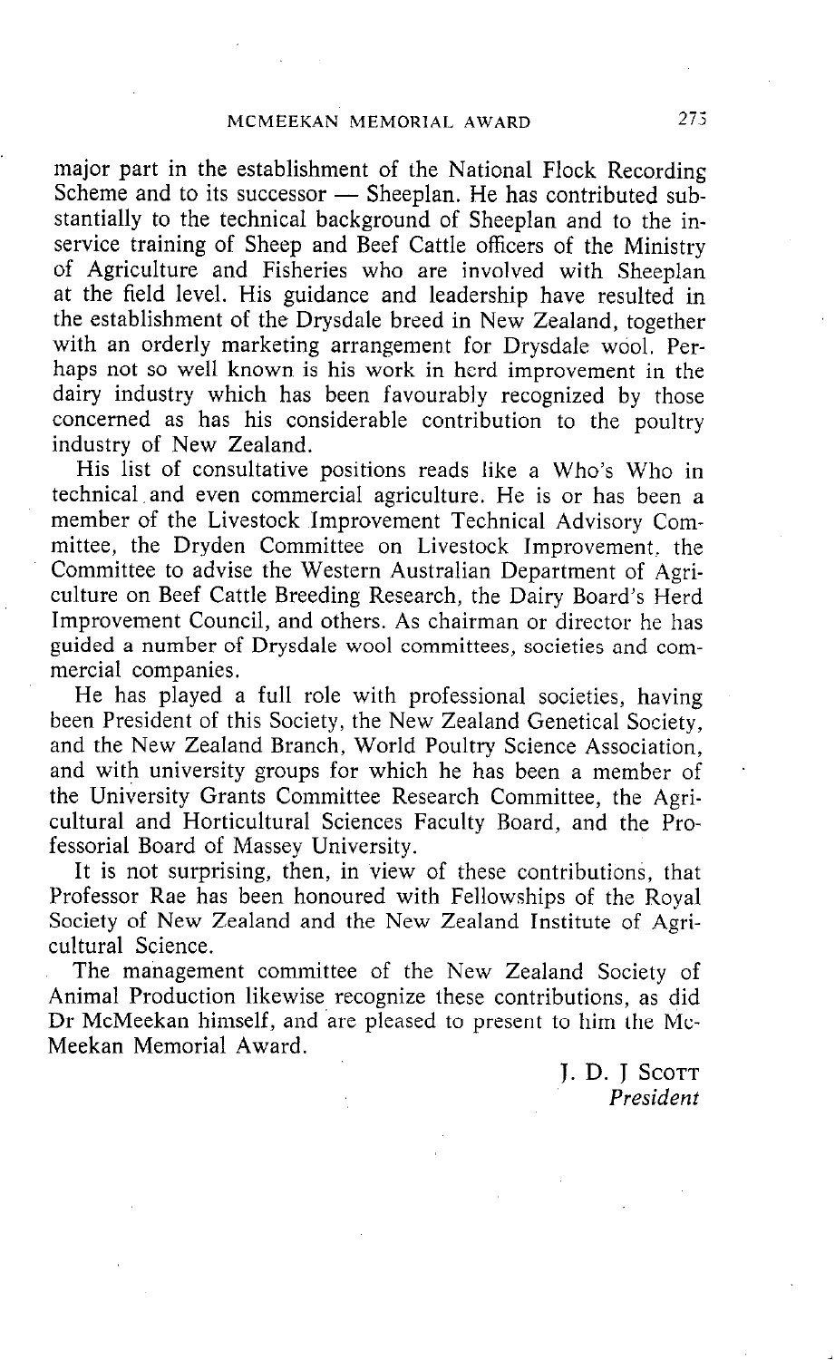major part in the establishment of the National Flock Recording Scheme and to its successor — Sheeplan. He has contributed substantially to the technical background of Sheeplan and to the in-service training of Sheep and Beef Cattle officers of the Ministry of Agriculture and Fisheries who are involved with Sheeplan at the field level. His guidance and leadership have resulted in the establishment of the Drysdale breed in New Zealand, together with an orderly marketing arrangement for Drysdale wool. Perhaps not so well known is his work in herd improvement in the dairy industry which has been favourably recognized by those concerned as has his considerable contribution to the poultry industry of New Zealand.

His list of consultative positions reads like a Who's Who in technical and even commercial agriculture. He is or has been a member of the Livestock Improvement Technical Advisory Committee, the Dryden Committee on Livestock Improvement, the Committee to advise the Western Australian Department of Agriculture on Beef Cattle Breeding Research, the Dairy Board's Herd Improvement Council, and others. As chairman or director he has guided a number of Drysdale wool committees, societies and commercial companies.

He has played a full role with professional societies, having been President of this Society, the New Zealand Genetical Society, and the New Zealand Branch, World Poultry Science Association, and with university groups for which he has been a member of the University Grants Committee Research Committee, the Agricultural and Horticultural Sciences Faculty Board, and the Professorial Board of Massey University.

It is not surprising, then, in view of these contributions, that Professor Rae has been honoured with Fellowships of the Royal Society of New Zealand and the New Zealand Institute of Agricultural Science.

The management committee of the New Zealand Society of Animal Production likewise recognize these contributions, as did Dr McMeekan himself, and are pleased to present to him the McMeekan Memorial Award.

J. D. J Scott
*President*